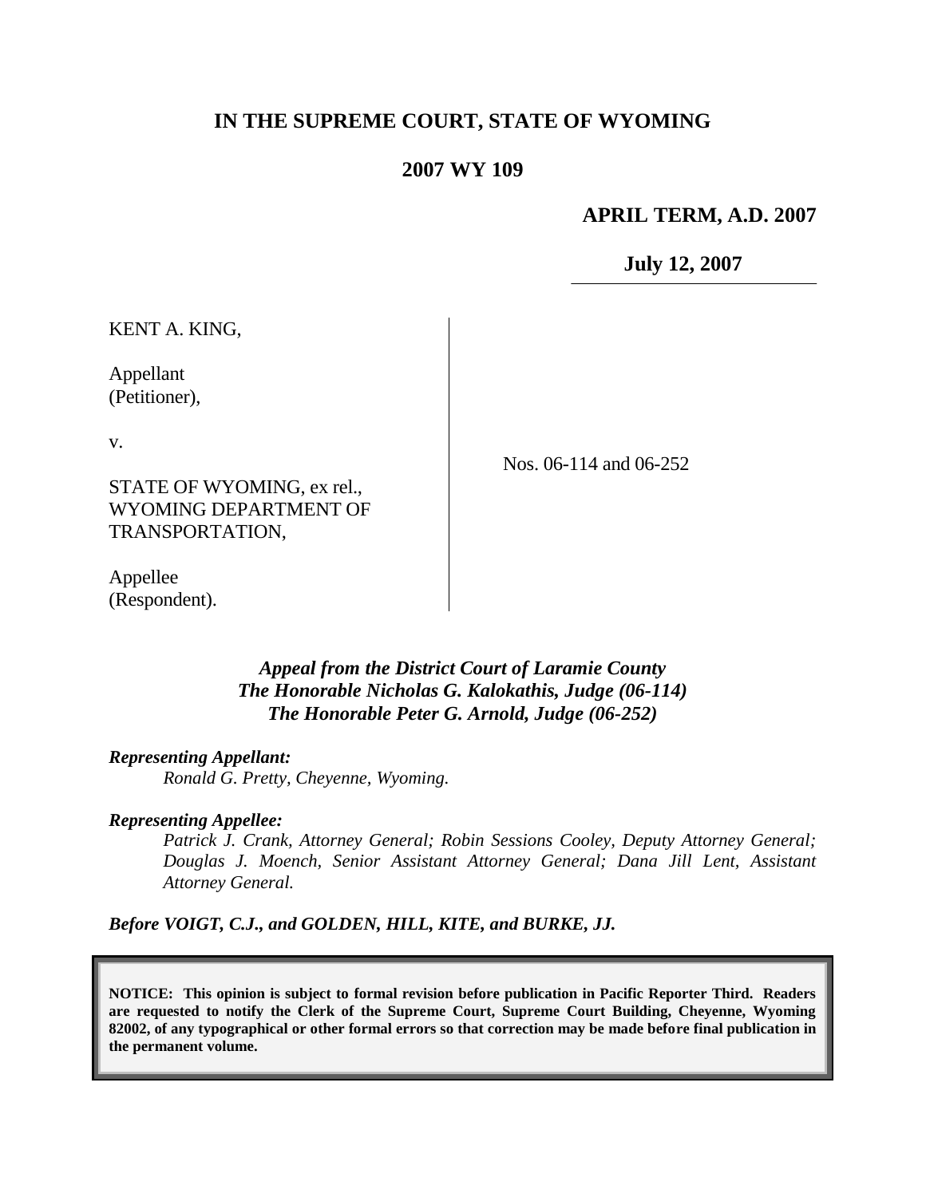# IN THE SUPREME COURT, STATE OF WYOMING

## 2007 WY 109

**APRIL TERM, A.D. 2007**

**July 12, 2007**

KENT A. KING,

Appellant
(Petitioner),

v.

STATE OF WYOMING, ex rel.,
WYOMING DEPARTMENT OF
TRANSPORTATION,

Appellee
(Respondent).

Nos. 06-114 and 06-252

*Appeal from the District Court of Laramie County*
*The Honorable Nicholas G. Kalokathis, Judge (06-114)*
*The Honorable Peter G. Arnold, Judge (06-252)*

***Representing Appellant:***
*Ronald G. Pretty, Cheyenne, Wyoming.*

***Representing Appellee:***
*Patrick J. Crank, Attorney General; Robin Sessions Cooley, Deputy Attorney General; Douglas J. Moench, Senior Assistant Attorney General; Dana Jill Lent, Assistant Attorney General.*

***Before VOIGT, C.J., and GOLDEN, HILL, KITE, and BURKE, JJ.***

**NOTICE: This opinion is subject to formal revision before publication in Pacific Reporter Third. Readers are requested to notify the Clerk of the Supreme Court, Supreme Court Building, Cheyenne, Wyoming 82002, of any typographical or other formal errors so that correction may be made before final publication in the permanent volume.**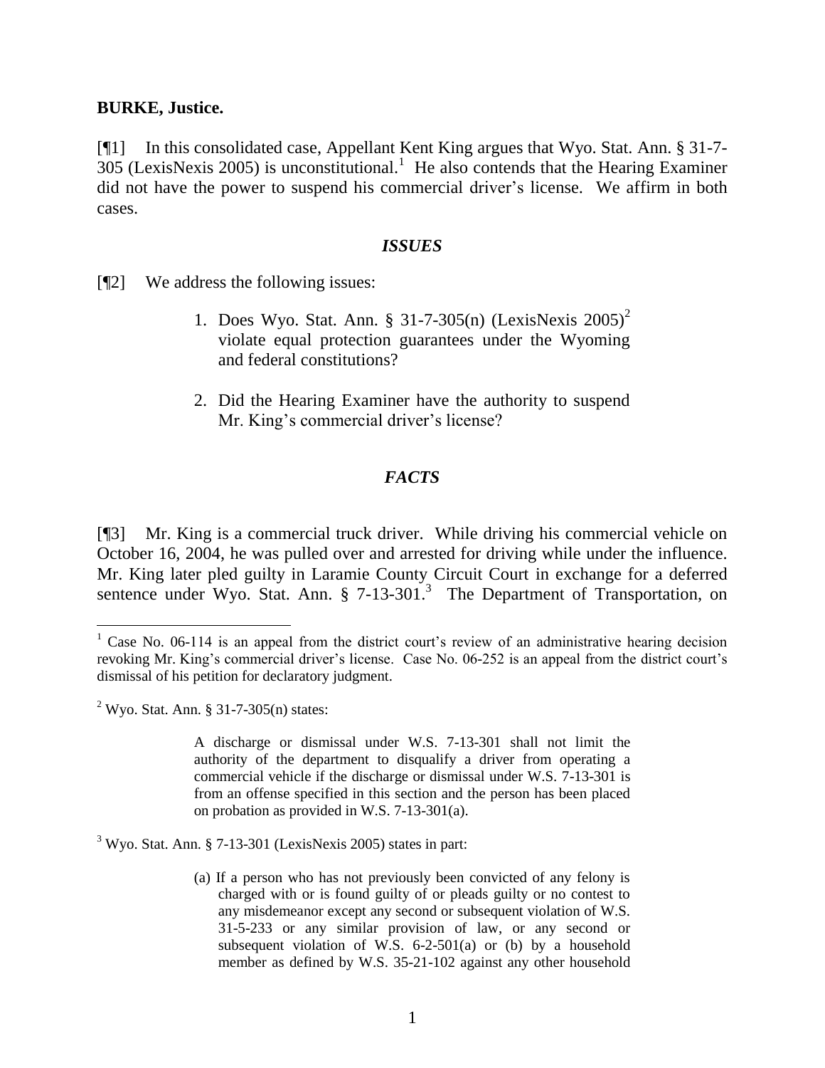**BURKE, Justice.**

[¶1] In this consolidated case, Appellant Kent King argues that Wyo. Stat. Ann. § 31-7-305 (LexisNexis 2005) is unconstitutional.[1] He also contends that the Hearing Examiner did not have the power to suspend his commercial driver's license. We affirm in both cases.

## *ISSUES*

[¶2] We address the following issues:

> 1. Does Wyo. Stat. Ann. § 31-7-305(n) (LexisNexis 2005)[2] violate equal protection guarantees under the Wyoming and federal constitutions?
>
> 2. Did the Hearing Examiner have the authority to suspend Mr. King's commercial driver's license?

## *FACTS*

[¶3] Mr. King is a commercial truck driver. While driving his commercial vehicle on October 16, 2004, he was pulled over and arrested for driving while under the influence. Mr. King later pled guilty in Laramie County Circuit Court in exchange for a deferred sentence under Wyo. Stat. Ann. § 7-13-301.[3] The Department of Transportation, on

---

[1] Case No. 06-114 is an appeal from the district court's review of an administrative hearing decision revoking Mr. King's commercial driver's license. Case No. 06-252 is an appeal from the district court's dismissal of his petition for declaratory judgment.

[2] Wyo. Stat. Ann. § 31-7-305(n) states:

> A discharge or dismissal under W.S. 7-13-301 shall not limit the authority of the department to disqualify a driver from operating a commercial vehicle if the discharge or dismissal under W.S. 7-13-301 is from an offense specified in this section and the person has been placed on probation as provided in W.S. 7-13-301(a).

[3] Wyo. Stat. Ann. § 7-13-301 (LexisNexis 2005) states in part:

> (a) If a person who has not previously been convicted of any felony is charged with or is found guilty of or pleads guilty or no contest to any misdemeanor except any second or subsequent violation of W.S. 31-5-233 or any similar provision of law, or any second or subsequent violation of W.S. 6-2-501(a) or (b) by a household member as defined by W.S. 35-21-102 against any other household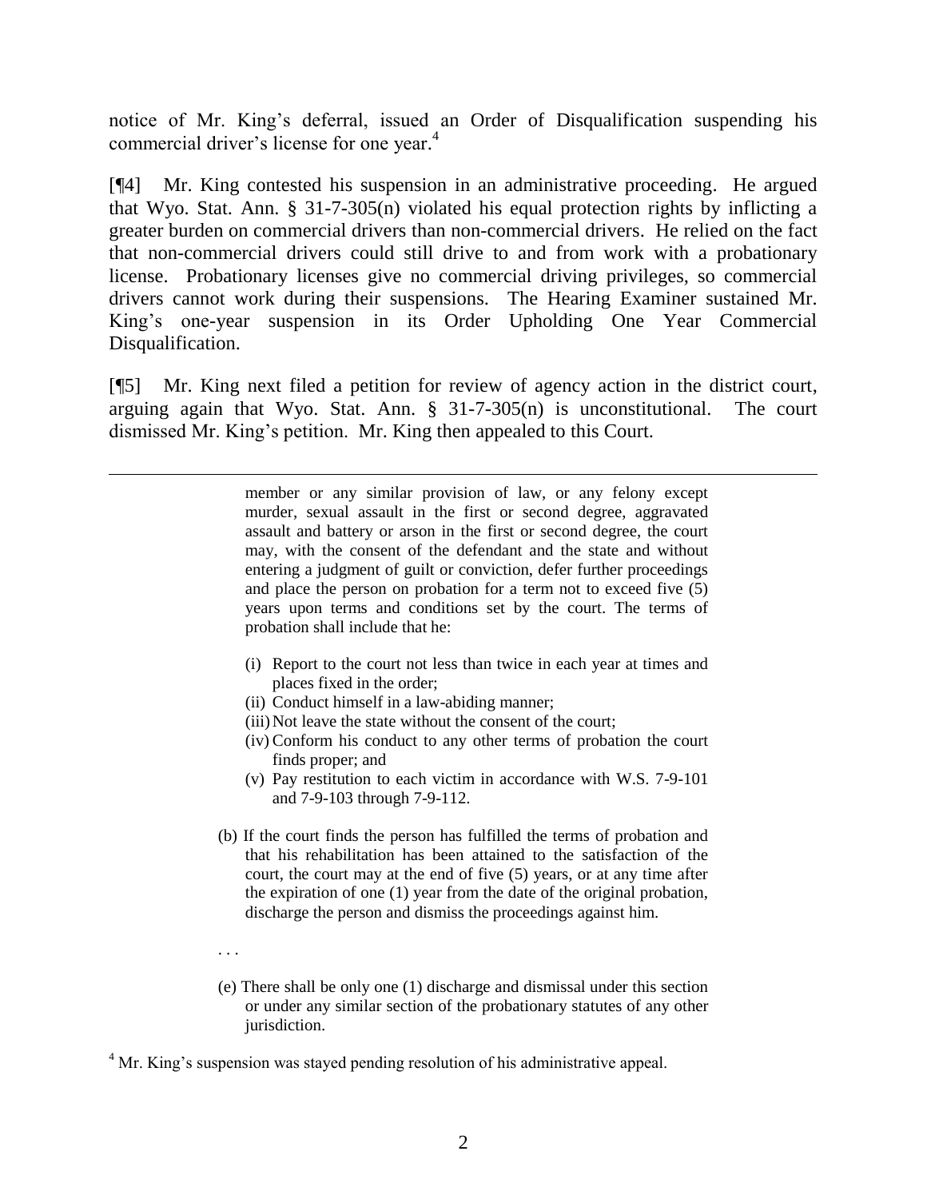notice of Mr. King's deferral, issued an Order of Disqualification suspending his commercial driver's license for one year.[4]

[¶4] Mr. King contested his suspension in an administrative proceeding. He argued that Wyo. Stat. Ann. § 31-7-305(n) violated his equal protection rights by inflicting a greater burden on commercial drivers than non-commercial drivers. He relied on the fact that non-commercial drivers could still drive to and from work with a probationary license. Probationary licenses give no commercial driving privileges, so commercial drivers cannot work during their suspensions. The Hearing Examiner sustained Mr. King's one-year suspension in its Order Upholding One Year Commercial Disqualification.

[¶5] Mr. King next filed a petition for review of agency action in the district court, arguing again that Wyo. Stat. Ann. § 31-7-305(n) is unconstitutional. The court dismissed Mr. King's petition. Mr. King then appealed to this Court.

---

> member or any similar provision of law, or any felony except murder, sexual assault in the first or second degree, aggravated assault and battery or arson in the first or second degree, the court may, with the consent of the defendant and the state and without entering a judgment of guilt or conviction, defer further proceedings and place the person on probation for a term not to exceed five (5) years upon terms and conditions set by the court. The terms of probation shall include that he:
>
> (i) Report to the court not less than twice in each year at times and places fixed in the order;
> (ii) Conduct himself in a law-abiding manner;
> (iii) Not leave the state without the consent of the court;
> (iv) Conform his conduct to any other terms of probation the court finds proper; and
> (v) Pay restitution to each victim in accordance with W.S. 7-9-101 and 7-9-103 through 7-9-112.
>
> (b) If the court finds the person has fulfilled the terms of probation and that his rehabilitation has been attained to the satisfaction of the court, the court may at the end of five (5) years, or at any time after the expiration of one (1) year from the date of the original probation, discharge the person and dismiss the proceedings against him.
>
> . . .
>
> (e) There shall be only one (1) discharge and dismissal under this section or under any similar section of the probationary statutes of any other jurisdiction.

[4] Mr. King's suspension was stayed pending resolution of his administrative appeal.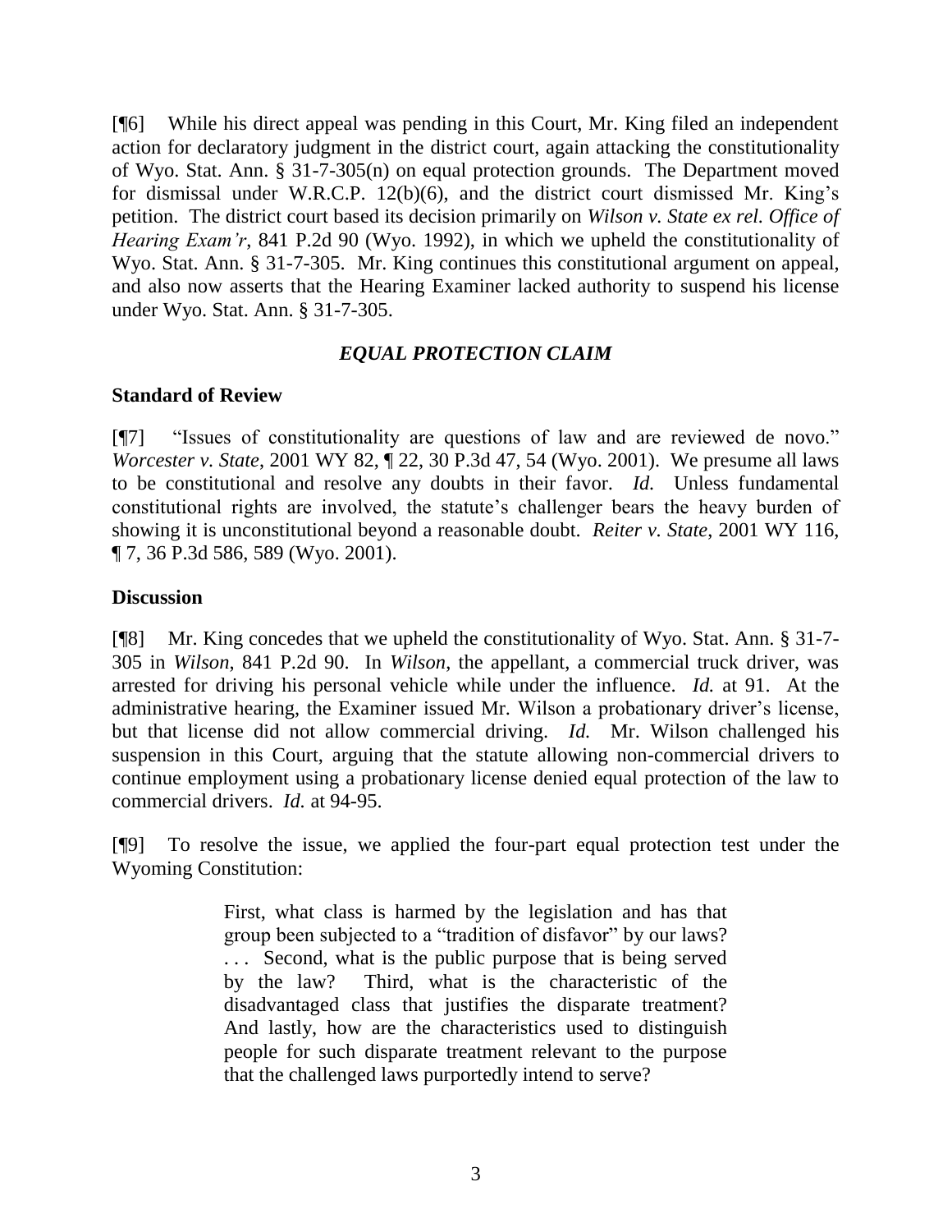[¶6] While his direct appeal was pending in this Court, Mr. King filed an independent action for declaratory judgment in the district court, again attacking the constitutionality of Wyo. Stat. Ann. § 31-7-305(n) on equal protection grounds. The Department moved for dismissal under W.R.C.P. 12(b)(6), and the district court dismissed Mr. King's petition. The district court based its decision primarily on *Wilson v. State ex rel. Office of Hearing Exam'r*, 841 P.2d 90 (Wyo. 1992), in which we upheld the constitutionality of Wyo. Stat. Ann. § 31-7-305. Mr. King continues this constitutional argument on appeal, and also now asserts that the Hearing Examiner lacked authority to suspend his license under Wyo. Stat. Ann. § 31-7-305.

## *EQUAL PROTECTION CLAIM*

### Standard of Review

[¶7] "Issues of constitutionality are questions of law and are reviewed de novo." *Worcester v. State*, 2001 WY 82, ¶ 22, 30 P.3d 47, 54 (Wyo. 2001). We presume all laws to be constitutional and resolve any doubts in their favor. *Id.* Unless fundamental constitutional rights are involved, the statute's challenger bears the heavy burden of showing it is unconstitutional beyond a reasonable doubt. *Reiter v. State*, 2001 WY 116, ¶ 7, 36 P.3d 586, 589 (Wyo. 2001).

### Discussion

[¶8] Mr. King concedes that we upheld the constitutionality of Wyo. Stat. Ann. § 31-7-305 in *Wilson*, 841 P.2d 90. In *Wilson*, the appellant, a commercial truck driver, was arrested for driving his personal vehicle while under the influence. *Id.* at 91. At the administrative hearing, the Examiner issued Mr. Wilson a probationary driver's license, but that license did not allow commercial driving. *Id.* Mr. Wilson challenged his suspension in this Court, arguing that the statute allowing non-commercial drivers to continue employment using a probationary license denied equal protection of the law to commercial drivers. *Id.* at 94-95.

[¶9] To resolve the issue, we applied the four-part equal protection test under the Wyoming Constitution:

> First, what class is harmed by the legislation and has that group been subjected to a "tradition of disfavor" by our laws? . . . Second, what is the public purpose that is being served by the law? Third, what is the characteristic of the disadvantaged class that justifies the disparate treatment? And lastly, how are the characteristics used to distinguish people for such disparate treatment relevant to the purpose that the challenged laws purportedly intend to serve?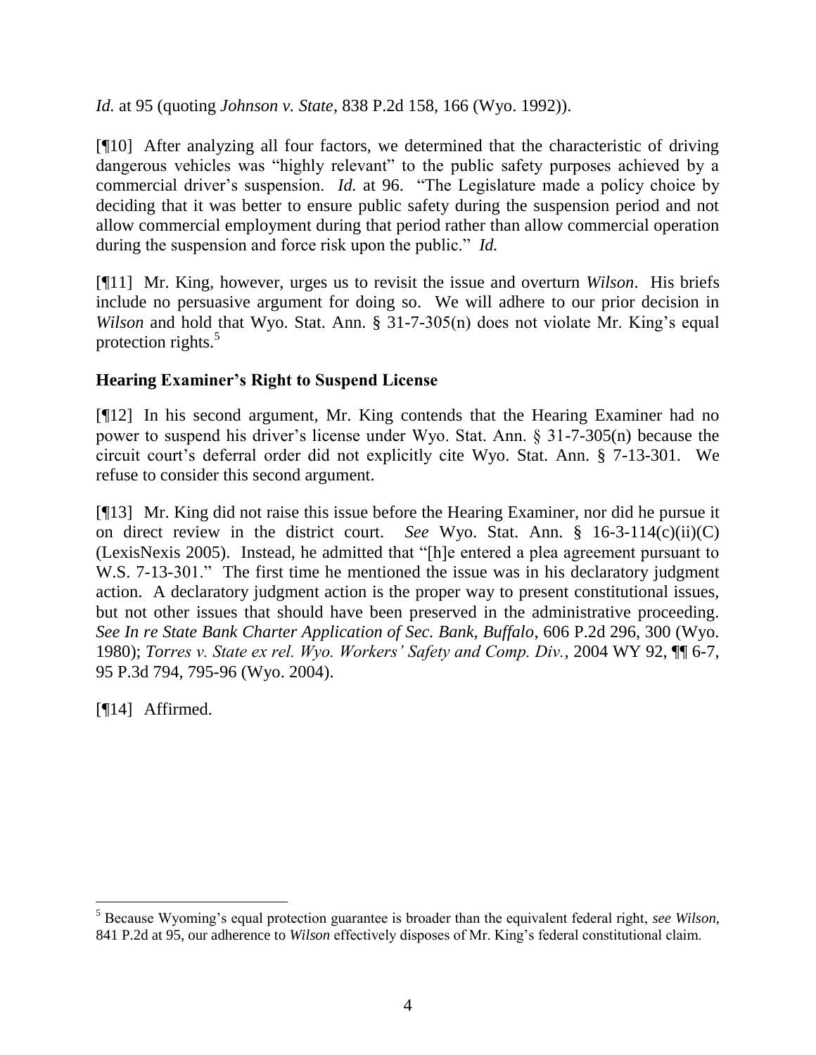*Id.* at 95 (quoting *Johnson v. State*, 838 P.2d 158, 166 (Wyo. 1992)).

[¶10] After analyzing all four factors, we determined that the characteristic of driving dangerous vehicles was "highly relevant" to the public safety purposes achieved by a commercial driver's suspension. *Id.* at 96. "The Legislature made a policy choice by deciding that it was better to ensure public safety during the suspension period and not allow commercial employment during that period rather than allow commercial operation during the suspension and force risk upon the public." *Id.*

[¶11] Mr. King, however, urges us to revisit the issue and overturn *Wilson*. His briefs include no persuasive argument for doing so. We will adhere to our prior decision in *Wilson* and hold that Wyo. Stat. Ann. § 31-7-305(n) does not violate Mr. King's equal protection rights.[5]

## Hearing Examiner's Right to Suspend License

[¶12] In his second argument, Mr. King contends that the Hearing Examiner had no power to suspend his driver's license under Wyo. Stat. Ann. § 31-7-305(n) because the circuit court's deferral order did not explicitly cite Wyo. Stat. Ann. § 7-13-301. We refuse to consider this second argument.

[¶13] Mr. King did not raise this issue before the Hearing Examiner, nor did he pursue it on direct review in the district court. *See* Wyo. Stat. Ann. § 16-3-114(c)(ii)(C) (LexisNexis 2005). Instead, he admitted that "[h]e entered a plea agreement pursuant to W.S. 7-13-301." The first time he mentioned the issue was in his declaratory judgment action. A declaratory judgment action is the proper way to present constitutional issues, but not other issues that should have been preserved in the administrative proceeding. *See In re State Bank Charter Application of Sec. Bank, Buffalo*, 606 P.2d 296, 300 (Wyo. 1980); *Torres v. State ex rel. Wyo. Workers' Safety and Comp. Div.*, 2004 WY 92, ¶¶ 6-7, 95 P.3d 794, 795-96 (Wyo. 2004).

[¶14] Affirmed.

---

[5] Because Wyoming's equal protection guarantee is broader than the equivalent federal right, *see Wilson*, 841 P.2d at 95, our adherence to *Wilson* effectively disposes of Mr. King's federal constitutional claim.